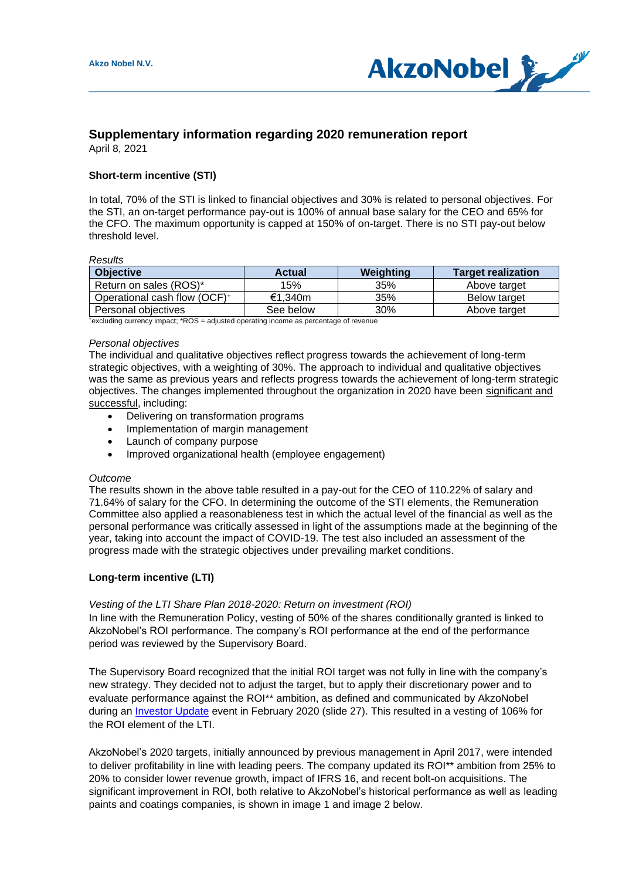Akzo Nobel N.V.

# Supplementary information regarding 2020 remuneration report

April 8, 2021

## Short-term incentive (STI)

In total, 70% of the STI is linked to financial objectives and 30% is related to personal objectives. For the STI, an on-target performance pay-out is 100% of annual base salary for the CEO and 65% for the CFO. The maximum opportunity is capped at 150% of on-target. There is no STI pay-out below threshold level.

*Results*

| Objective | Actual | Weighting | Target realization |
|---|---|---|---|
| Return on sales (ROS)* | 15% | 35% | Above target |
| Operational cash flow (OCF)⁺ | €1,340m | 35% | Below target |
| Personal objectives | See below | 30% | Above target |

⁺excluding currency impact; *ROS = adjusted operating income as percentage of revenue

*Personal objectives*

The individual and qualitative objectives reflect progress towards the achievement of long-term strategic objectives, with a weighting of 30%. The approach to individual and qualitative objectives was the same as previous years and reflects progress towards the achievement of long-term strategic objectives. The changes implemented throughout the organization in 2020 have been significant and successful, including:

- Delivering on transformation programs
- Implementation of margin management
- Launch of company purpose
- Improved organizational health (employee engagement)

*Outcome*

The results shown in the above table resulted in a pay-out for the CEO of 110.22% of salary and 71.64% of salary for the CFO. In determining the outcome of the STI elements, the Remuneration Committee also applied a reasonableness test in which the actual level of the financial as well as the personal performance was critically assessed in light of the assumptions made at the beginning of the year, taking into account the impact of COVID-19. The test also included an assessment of the progress made with the strategic objectives under prevailing market conditions.

## Long-term incentive (LTI)

*Vesting of the LTI Share Plan 2018-2020: Return on investment (ROI)*

In line with the Remuneration Policy, vesting of 50% of the shares conditionally granted is linked to AkzoNobel's ROI performance. The company's ROI performance at the end of the performance period was reviewed by the Supervisory Board.

The Supervisory Board recognized that the initial ROI target was not fully in line with the company's new strategy. They decided not to adjust the target, but to apply their discretionary power and to evaluate performance against the ROI** ambition, as defined and communicated by AkzoNobel during an Investor Update event in February 2020 (slide 27). This resulted in a vesting of 106% for the ROI element of the LTI.

AkzoNobel's 2020 targets, initially announced by previous management in April 2017, were intended to deliver profitability in line with leading peers. The company updated its ROI** ambition from 25% to 20% to consider lower revenue growth, impact of IFRS 16, and recent bolt-on acquisitions. The significant improvement in ROI, both relative to AkzoNobel's historical performance as well as leading paints and coatings companies, is shown in image 1 and image 2 below.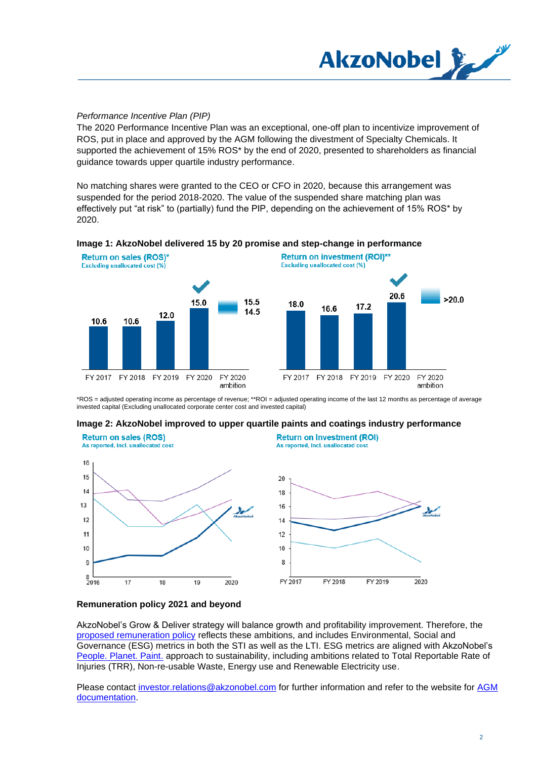*Performance Incentive Plan (PIP)*

The 2020 Performance Incentive Plan was an exceptional, one-off plan to incentivize improvement of ROS, put in place and approved by the AGM following the divestment of Specialty Chemicals. It supported the achievement of 15% ROS* by the end of 2020, presented to shareholders as financial guidance towards upper quartile industry performance.

No matching shares were granted to the CEO or CFO in 2020, because this arrangement was suspended for the period 2018-2020. The value of the suspended share matching plan was effectively put "at risk" to (partially) fund the PIP, depending on the achievement of 15% ROS* by 2020.

**Image 1: AkzoNobel delivered 15 by 20 promise and step-change in performance**

Return on sales (ROS)*
Excluding unallocated cost (%)

10.6
10.6
12.0
15.0
15.5
14.5

FY 2017
FY 2018
FY 2019
FY 2020
FY 2020 ambition

Return on investment (ROI)**
Excluding unallocated cost (%)

18.0
16.6
17.2
20.6
>20.0

FY 2017
FY 2018
FY 2019
FY 2020
FY 2020 ambition

*ROS = adjusted operating income as percentage of revenue; **ROI = adjusted operating income of the last 12 months as percentage of average invested capital (Excluding unallocated corporate center cost and invested capital)

**Image 2: AkzoNobel improved to upper quartile paints and coatings industry performance**

Return on sales (ROS)
As reported, incl. unallocated cost

16
15
14
13
12
11
10
9
8

2016
17
18
19
2020

AkzoNobel

Return on Investment (ROI)
As reported, incl. unallocated cost

20
18
16
14
12
10
8

FY 2017
FY 2018
FY 2019
2020

AkzoNobel

**Remuneration policy 2021 and beyond**

AkzoNobel's Grow & Deliver strategy will balance growth and profitability improvement. Therefore, the proposed remuneration policy reflects these ambitions, and includes Environmental, Social and Governance (ESG) metrics in both the STI as well as the LTI. ESG metrics are aligned with AkzoNobel's People. Planet. Paint. approach to sustainability, including ambitions related to Total Reportable Rate of Injuries (TRR), Non-re-usable Waste, Energy use and Renewable Electricity use.

Please contact investor.relations@akzonobel.com for further information and refer to the website for AGM documentation.